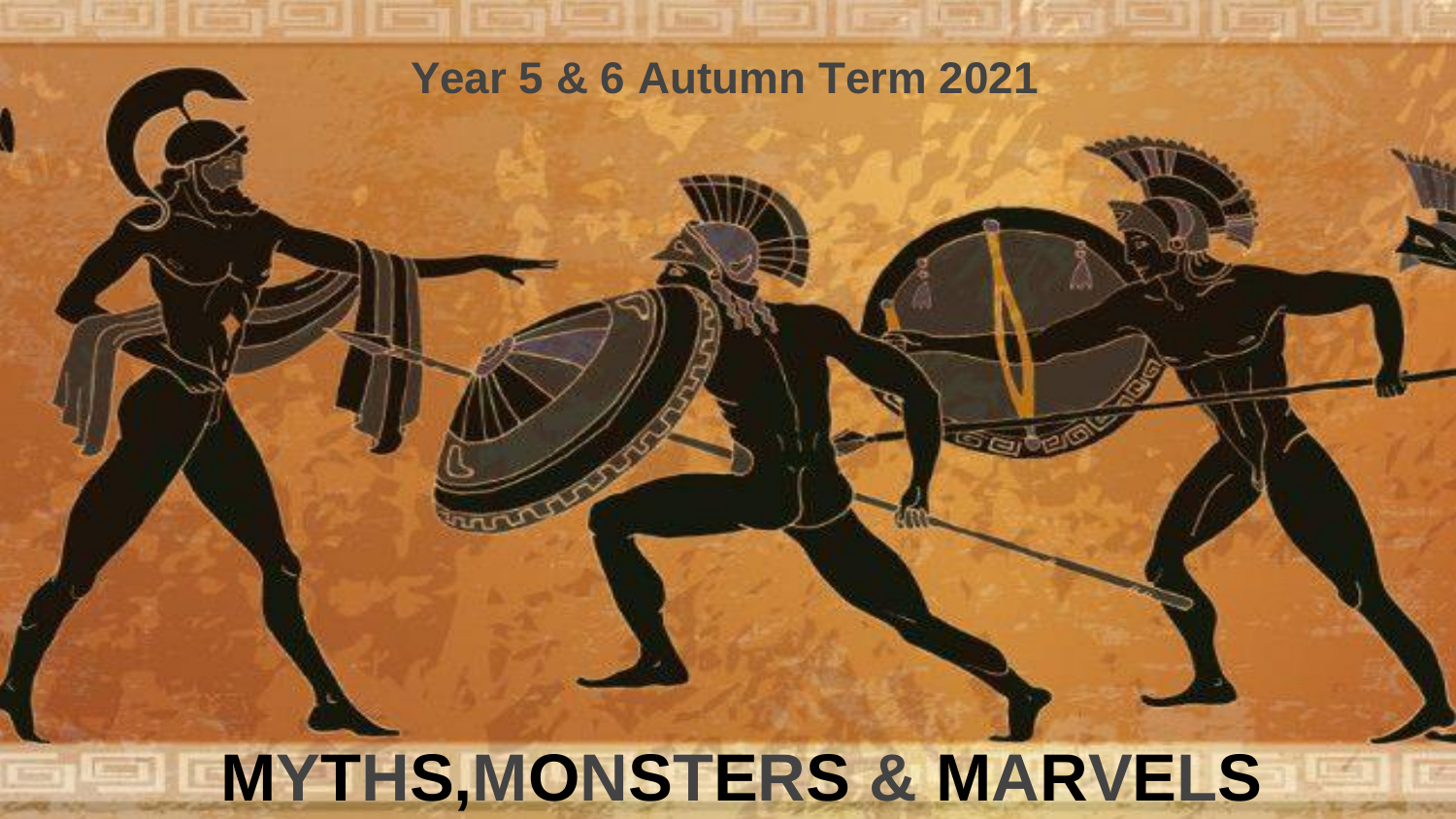Year 5 & 6 Autumn Term 2021

# MYTHS,MONSTERS & MARVELS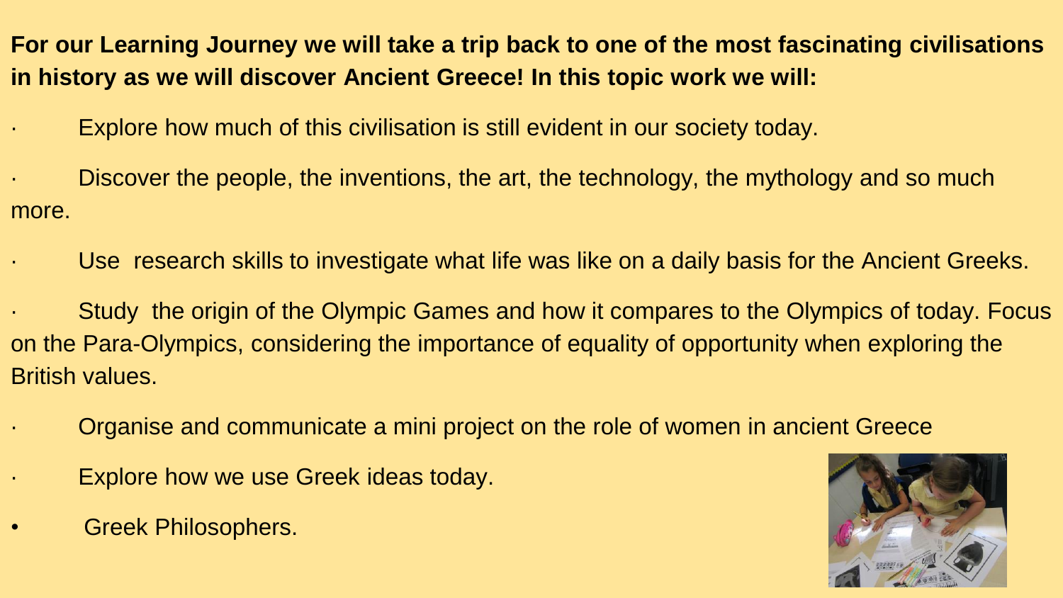**For our Learning Journey we will take a trip back to one of the most fascinating civilisations in history as we will discover Ancient Greece! In this topic work we will:**

- Explore how much of this civilisation is still evident in our society today.
- Discover the people, the inventions, the art, the technology, the mythology and so much more.
- Use research skills to investigate what life was like on a daily basis for the Ancient Greeks.
- Study the origin of the Olympic Games and how it compares to the Olympics of today. Focus on the Para-Olympics, considering the importance of equality of opportunity when exploring the British values.
- Organise and communicate a mini project on the role of women in ancient Greece
- Explore how we use Greek ideas today.
- Greek Philosophers.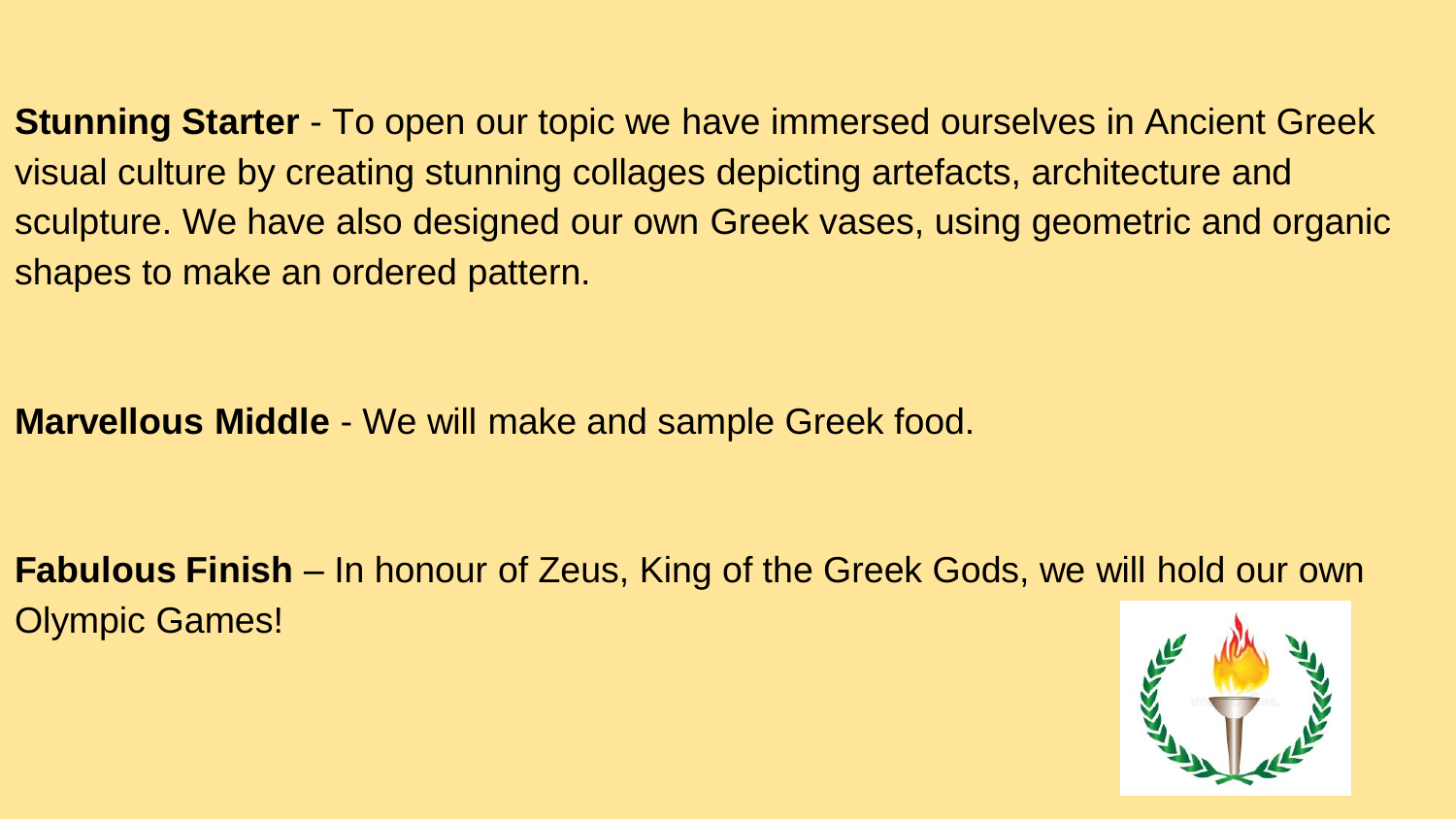**Stunning Starter** - To open our topic we have immersed ourselves in Ancient Greek visual culture by creating stunning collages depicting artefacts, architecture and sculpture. We have also designed our own Greek vases, using geometric and organic shapes to make an ordered pattern.

**Marvellous Middle** - We will make and sample Greek food.

**Fabulous Finish** – In honour of Zeus, King of the Greek Gods, we will hold our own Olympic Games!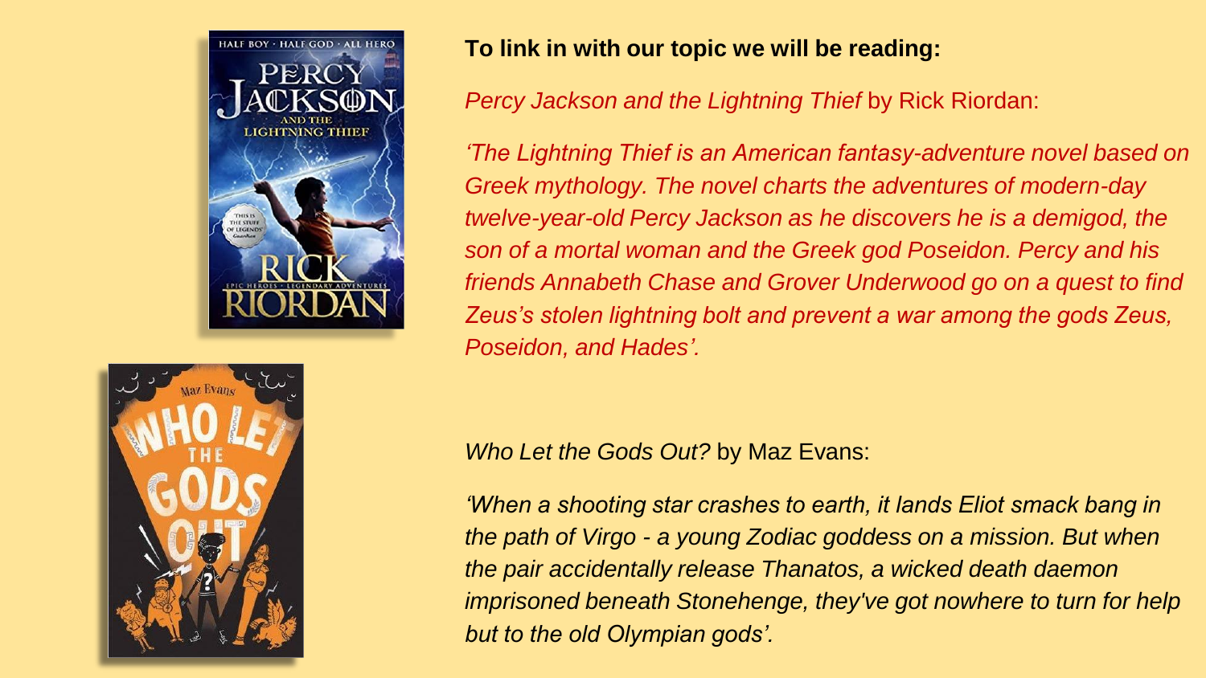**To link in with our topic we will be reading:**

*Percy Jackson and the Lightning Thief* by Rick Riordan:

*'The Lightning Thief is an American fantasy-adventure novel based on Greek mythology. The novel charts the adventures of modern-day twelve-year-old Percy Jackson as he discovers he is a demigod, the son of a mortal woman and the Greek god Poseidon. Percy and his friends Annabeth Chase and Grover Underwood go on a quest to find Zeus's stolen lightning bolt and prevent a war among the gods Zeus, Poseidon, and Hades'.*

*Who Let the Gods Out?* by Maz Evans:

*'When a shooting star crashes to earth, it lands Eliot smack bang in the path of Virgo - a young Zodiac goddess on a mission. But when the pair accidentally release Thanatos, a wicked death daemon imprisoned beneath Stonehenge, they've got nowhere to turn for help but to the old Olympian gods'.*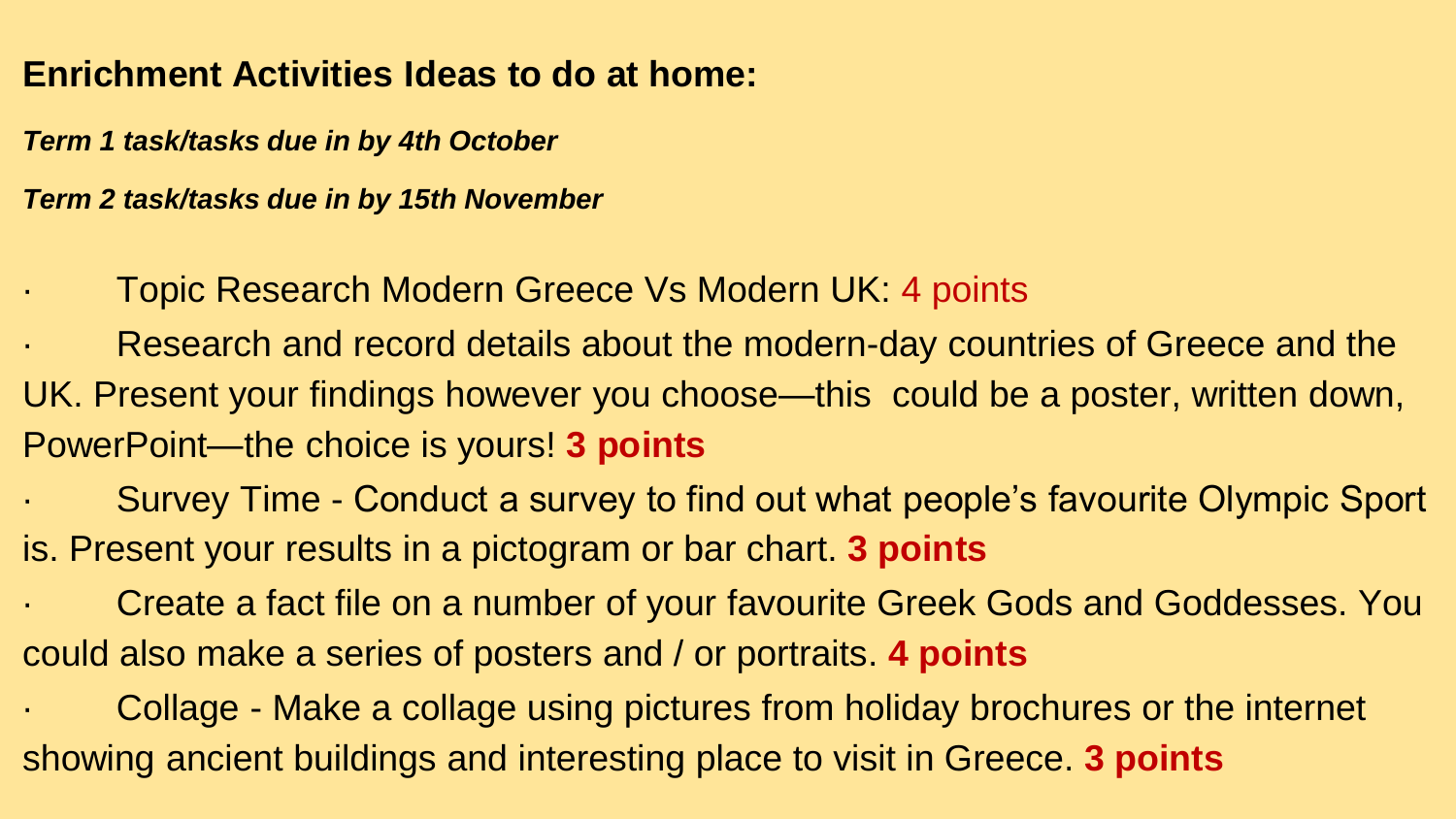**Enrichment Activities Ideas to do at home:**

***Term 1 task/tasks due in by 4th October***

***Term 2 task/tasks due in by 15th November***

- Topic Research Modern Greece Vs Modern UK: 4 points
- Research and record details about the modern-day countries of Greece and the UK. Present your findings however you choose—this could be a poster, written down, PowerPoint—the choice is yours! **3 points**
- Survey Time - Conduct a survey to find out what people's favourite Olympic Sport is. Present your results in a pictogram or bar chart. **3 points**
- Create a fact file on a number of your favourite Greek Gods and Goddesses. You could also make a series of posters and / or portraits. **4 points**
- Collage - Make a collage using pictures from holiday brochures or the internet showing ancient buildings and interesting place to visit in Greece. **3 points**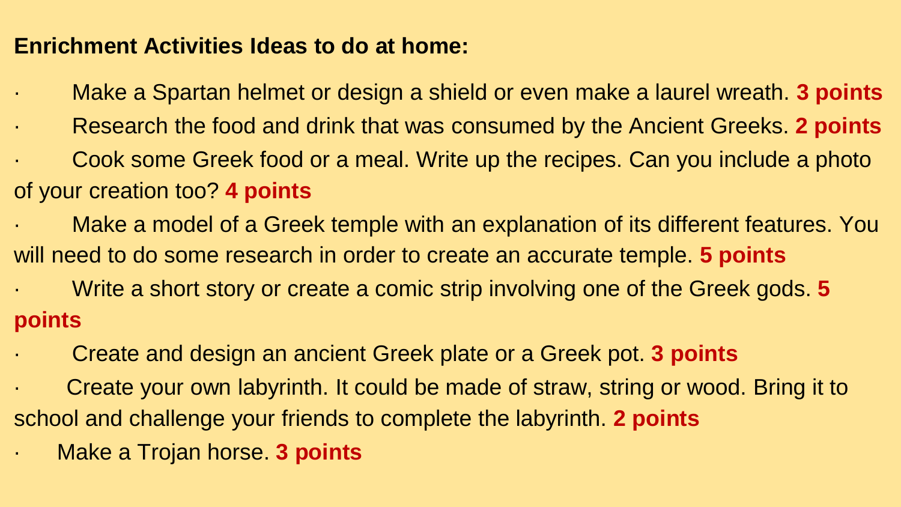**Enrichment Activities Ideas to do at home:**

- Make a Spartan helmet or design a shield or even make a laurel wreath. **3 points**
- Research the food and drink that was consumed by the Ancient Greeks. **2 points**
- Cook some Greek food or a meal. Write up the recipes. Can you include a photo of your creation too? **4 points**
- Make a model of a Greek temple with an explanation of its different features. You will need to do some research in order to create an accurate temple. **5 points**
- Write a short story or create a comic strip involving one of the Greek gods. **5 points**
- Create and design an ancient Greek plate or a Greek pot. **3 points**
- Create your own labyrinth. It could be made of straw, string or wood. Bring it to school and challenge your friends to complete the labyrinth. **2 points**
- Make a Trojan horse. **3 points**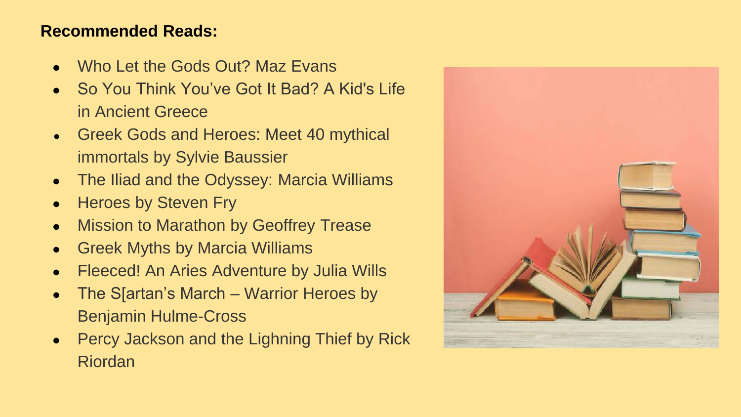**Recommended Reads:**

- Who Let the Gods Out? Maz Evans
- So You Think You've Got It Bad? A Kid's Life in Ancient Greece
- Greek Gods and Heroes: Meet 40 mythical immortals by Sylvie Baussier
- The Iliad and the Odyssey: Marcia Williams
- Heroes by Steven Fry
- Mission to Marathon by Geoffrey Trease
- Greek Myths by Marcia Williams
- Fleeced! An Aries Adventure by Julia Wills
- The S[artan's March – Warrior Heroes by Benjamin Hulme-Cross
- Percy Jackson and the Lighning Thief by Rick Riordan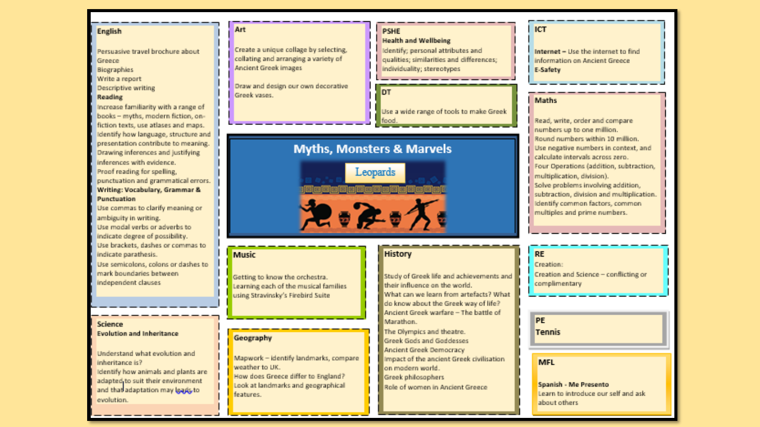# Myths, Monsters & Marvels

## Leopards

### English

Persuasive travel brochure about Greece
Biographies
Write a report
Descriptive writing

**Reading**

Increase familiarity with a range of books – myths, modern fiction, on-fiction texts, use atlases and maps.
Identify how language, structure and presentation contribute to meaning.
Drawing inferences and justifying inferences with evidence.
Proof reading for spelling, punctuation and grammatical errors.

**Writing: Vocabulary, Grammar & Punctuation**

Use commas to clarify meaning or ambiguity in writing.
Use modal verbs or adverbs to indicate degree of possibility.
Use brackets, dashes or commas to indicate parathesis.
Use semicolons, colons or dashes to mark boundaries between independent clauses

### Art

Create a unique collage by selecting, collating and arranging a variety of Ancient Greek images

Draw and design our own decorative Greek vases.

### PSHE

**Health and Wellbeing**

Identify; personal attributes and qualities; similarities and differences; individuality; stereotypes

### DT

Use a wide range of tools to make Greek food.

### ICT

**Internet –** Use the internet to find information on Ancient Greece

**E-Safety**

### Maths

Read, write, order and compare numbers up to one million.
Round numbers within 10 million.
Use negative numbers in context, and calculate intervals across zero.
Four Operations (addition, subtraction, multiplication, division).
Solve problems involving addition, subtraction, division and multiplication.
Identify common factors, common multiples and prime numbers.

### Music

Getting to know the orchestra.
Learning each of the musical families using Stravinsky's Firebird Suite

### History

Study of Greek life and achievements and their influence on the world.
What can we learn from artefacts? What do know about the Greek way of life?
Ancient Greek warfare – The battle of Marathon.
The Olympics and theatre.
Greek Gods and Goddesses
Ancient Greek Democracy
Impact of the ancient Greek civilisation on modern world.
Greek philosophers
Role of women in Ancient Greece

### RE

Creation:
Creation and Science – conflicting or complimentary

### PE

Tennis

### Science

**Evolution and Inheritance**

Understand what evolution and inheritance is?
Identify how animals and plants are adapted to suit their environment and that adaptation may leads to evolution.

### Geography

Mapwork – identify landmarks, compare weather to UK.
How does Greece differ to England?
Look at landmarks and geographical features.

### MFL

**Spanish - Me Presento**

Learn to introduce our self and ask about others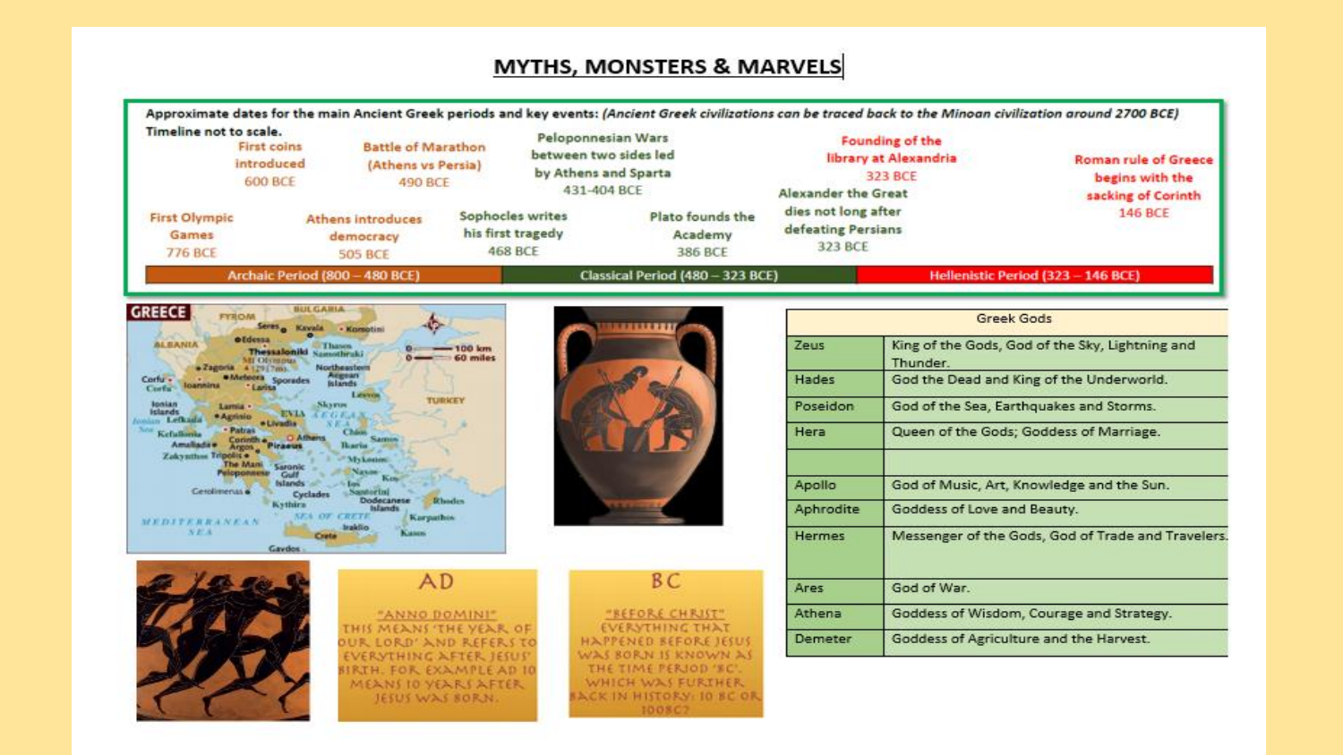# MYTHS, MONSTERS & MARVELS

Approximate dates for the main Ancient Greek periods and key events: *(Ancient Greek civilizations can be traced back to the Minoan civilization around 2700 BCE)*

Timeline not to scale.

- First Olympic Games 776 BCE
- First coins introduced 600 BCE
- Athens introduces democracy 505 BCE
- Battle of Marathon (Athens vs Persia) 490 BCE
- Sophocles writes his first tragedy 468 BCE
- Peloponnesian Wars between two sides led by Athens and Sparta 431-404 BCE
- Plato founds the Academy 386 BCE
- Alexander the Great dies not long after defeating Persians 323 BCE
- Founding of the library at Alexandria 323 BCE
- Roman rule of Greece begins with the sacking of Corinth 146 BCE

Archaic Period (800 – 480 BCE) | Classical Period (480 – 323 BCE) | Hellenistic Period (323 – 146 BCE)

| Greek Gods | |
|---|---|
| Zeus | King of the Gods, God of the Sky, Lightning and Thunder. |
| Hades | God the Dead and King of the Underworld. |
| Poseidon | God of the Sea, Earthquakes and Storms. |
| Hera | Queen of the Gods; Goddess of Marriage. |
| | |
| Apollo | God of Music, Art, Knowledge and the Sun. |
| Aphrodite | Goddess of Love and Beauty. |
| Hermes | Messenger of the Gods, God of Trade and Travelers. |
| Ares | God of War. |
| Athena | Goddess of Wisdom, Courage and Strategy. |
| Demeter | Goddess of Agriculture and the Harvest. |

**AD**

"ANNO DOMINI"
THIS MEANS 'THE YEAR OF OUR LORD' AND REFERS TO EVERYTHING AFTER JESUS' BIRTH. FOR EXAMPLE AD 10 MEANS 10 YEARS AFTER JESUS WAS BORN.

**BC**

"BEFORE CHRIST"
EVERYTHING THAT HAPPENED BEFORE JESUS WAS BORN IS KNOWN AS THE TIME PERIOD 'BC'. WHICH WAS FURTHER BACK IN HISTORY: 10 BC OR 100BC?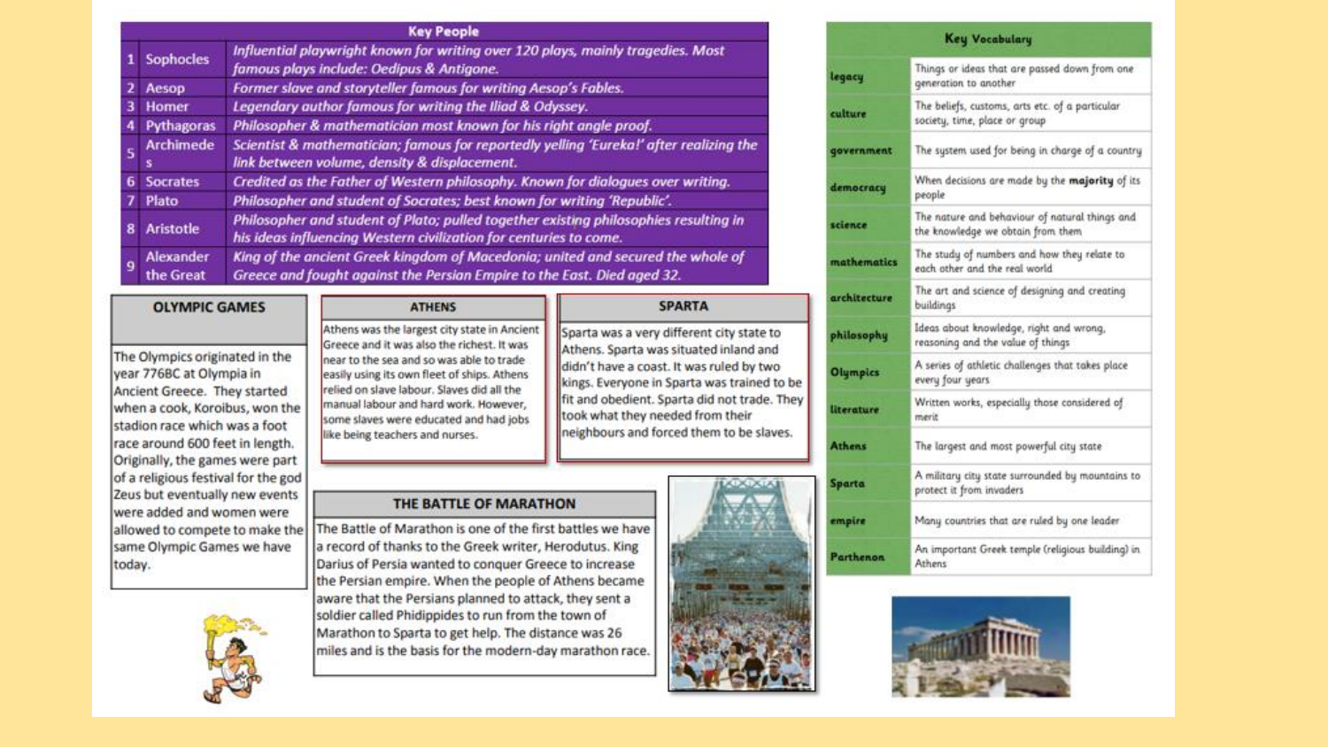## Key People

| | | |
|---|---|---|
| 1 | Sophocles | *Influential playwright known for writing over 120 plays, mainly tragedies. Most famous plays include: Oedipus & Antigone.* |
| 2 | Aesop | *Former slave and storyteller famous for writing Aesop's Fables.* |
| 3 | Homer | *Legendary author famous for writing the Iliad & Odyssey.* |
| 4 | Pythagoras | *Philosopher & mathematician most known for his right angle proof.* |
| 5 | Archimedes | *Scientist & mathematician; famous for reportedly yelling 'Eureka!' after realizing the link between volume, density & displacement.* |
| 6 | Socrates | *Credited as the Father of Western philosophy. Known for dialogues over writing.* |
| 7 | Plato | *Philosopher and student of Socrates; best known for writing 'Republic'.* |
| 8 | Aristotle | *Philosopher and student of Plato; pulled together existing philosophies resulting in his ideas influencing Western civilization for centuries to come.* |
| 9 | Alexander the Great | *King of the ancient Greek kingdom of Macedonia; united and secured the whole of Greece and fought against the Persian Empire to the East. Died aged 32.* |

## OLYMPIC GAMES

The Olympics originated in the year 776BC at Olympia in Ancient Greece. They started when a cook, Koroibus, won the stadion race which was a foot race around 600 feet in length. Originally, the games were part of a religious festival for the god Zeus but eventually new events were added and women were allowed to compete to make the same Olympic Games we have today.

## ATHENS

Athens was the largest city state in Ancient Greece and it was also the richest. It was near to the sea and so was able to trade easily using its own fleet of ships. Athens relied on slave labour. Slaves did all the manual labour and hard work. However, some slaves were educated and had jobs like being teachers and nurses.

## SPARTA

Sparta was a very different city state to Athens. Sparta was situated inland and didn't have a coast. It was ruled by two kings. Everyone in Sparta was trained to be fit and obedient. Sparta did not trade. They took what they needed from their neighbours and forced them to be slaves.

## THE BATTLE OF MARATHON

The Battle of Marathon is one of the first battles we have a record of thanks to the Greek writer, Herodutus. King Darius of Persia wanted to conquer Greece to increase the Persian empire. When the people of Athens became aware that the Persians planned to attack, they sent a soldier called Phidippides to run from the town of Marathon to Sparta to get help. The distance was 26 miles and is the basis for the modern-day marathon race.

## Key Vocabulary

| | |
|---|---|
| **legacy** | Things or ideas that are passed down from one generation to another |
| **culture** | The beliefs, customs, arts etc. of a particular society, time, place or group |
| **government** | The system used for being in charge of a country |
| **democracy** | When decisions are made by the **majority** of its people |
| **science** | The nature and behaviour of natural things and the knowledge we obtain from them |
| **mathematics** | The study of numbers and how they relate to each other and the real world |
| **architecture** | The art and science of designing and creating buildings |
| **philosophy** | Ideas about knowledge, right and wrong, reasoning and the value of things |
| **Olympics** | A series of athletic challenges that takes place every four years |
| **literature** | Written works, especially those considered of merit |
| **Athens** | The largest and most powerful city state |
| **Sparta** | A military city state surrounded by mountains to protect it from invaders |
| **empire** | Many countries that are ruled by one leader |
| **Parthenon** | An important Greek temple (religious building) in Athens |